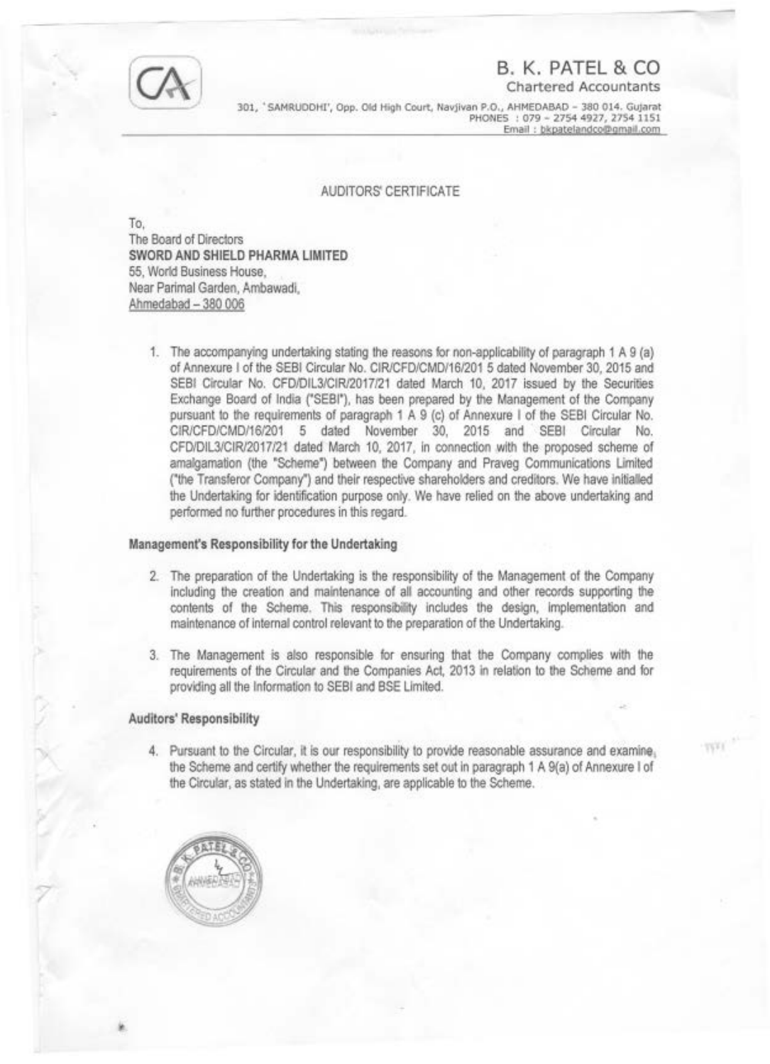# B. K. PATEL & CO

Chartered Accountants

301, 'SAMRUDDHI', Opp. Old High Court, Navjivan P.O., AHMEDABAD – 380 014. Gujarat
PHONES : 079 – 2754 4927, 2754 1151
Email : bkpatelandco@gmail.com

## AUDITORS' CERTIFICATE

To,
The Board of Directors
**SWORD AND SHIELD PHARMA LIMITED**
55, World Business House,
Near Parimal Garden, Ambawadi,
Ahmedabad – 380 006

1. The accompanying undertaking stating the reasons for non-applicability of paragraph 1 A 9 (a) of Annexure I of the SEBI Circular No. CIR/CFD/CMD/16/201 5 dated November 30, 2015 and SEBI Circular No. CFD/DIL3/CIR/2017/21 dated March 10, 2017 issued by the Securities Exchange Board of India ("SEBI"), has been prepared by the Management of the Company pursuant to the requirements of paragraph 1 A 9 (c) of Annexure I of the SEBI Circular No. CIR/CFD/CMD/16/201 5 dated November 30, 2015 and SEBI Circular No. CFD/DIL3/CIR/2017/21 dated March 10, 2017, in connection with the proposed scheme of amalgamation (the "Scheme") between the Company and Praveg Communications Limited ("the Transferor Company") and their respective shareholders and creditors. We have initialled the Undertaking for identification purpose only. We have relied on the above undertaking and performed no further procedures in this regard.

### Management's Responsibility for the Undertaking

2. The preparation of the Undertaking is the responsibility of the Management of the Company including the creation and maintenance of all accounting and other records supporting the contents of the Scheme. This responsibility includes the design, implementation and maintenance of internal control relevant to the preparation of the Undertaking.

3. The Management is also responsible for ensuring that the Company complies with the requirements of the Circular and the Companies Act, 2013 in relation to the Scheme and for providing all the Information to SEBI and BSE Limited.

### Auditors' Responsibility

4. Pursuant to the Circular, it is our responsibility to provide reasonable assurance and examine, the Scheme and certify whether the requirements set out in paragraph 1 A 9(a) of Annexure I of the Circular, as stated in the Undertaking, are applicable to the Scheme.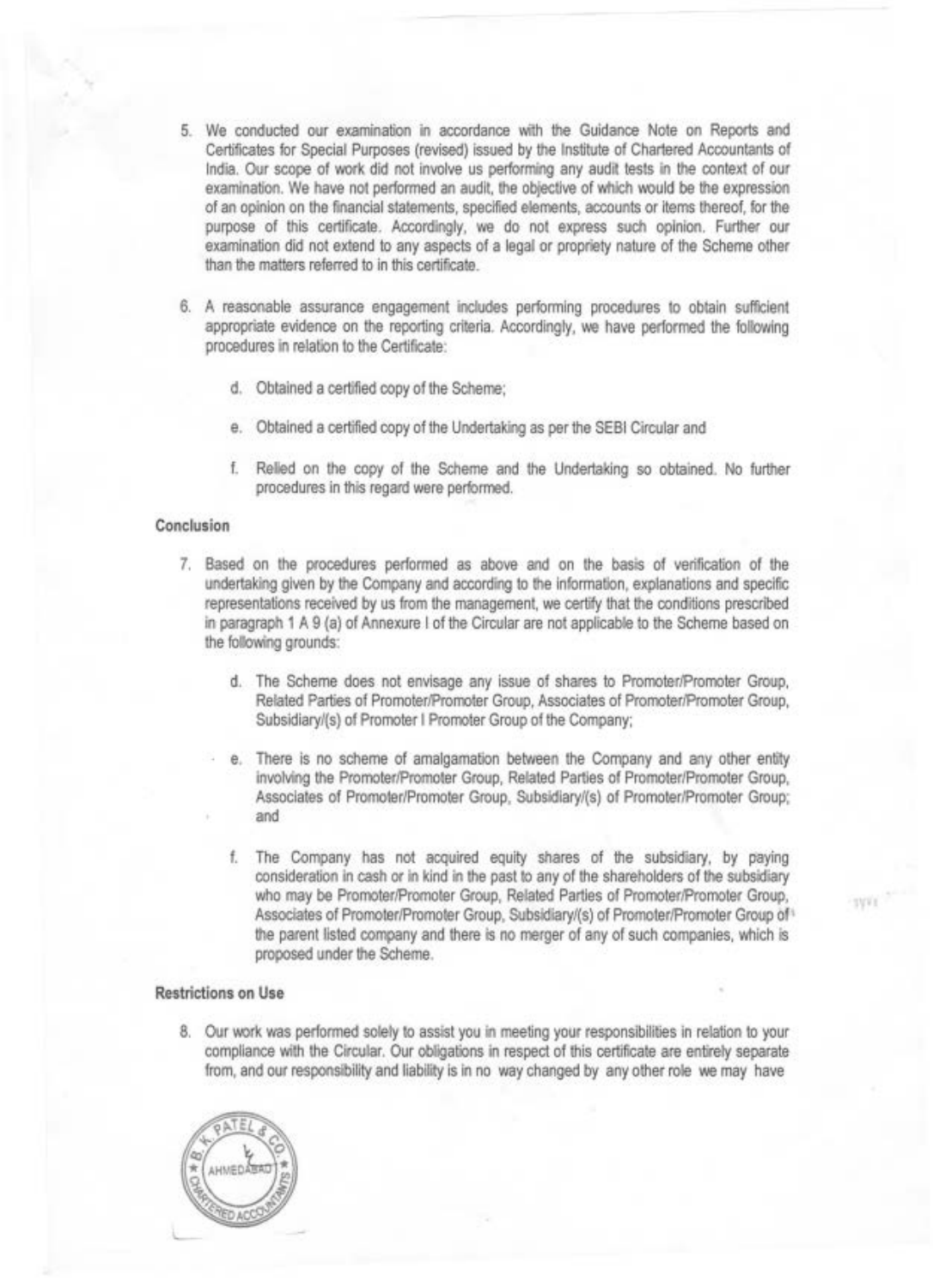5. We conducted our examination in accordance with the Guidance Note on Reports and Certificates for Special Purposes (revised) issued by the Institute of Chartered Accountants of India. Our scope of work did not involve us performing any audit tests in the context of our examination. We have not performed an audit, the objective of which would be the expression of an opinion on the financial statements, specified elements, accounts or items thereof, for the purpose of this certificate. Accordingly, we do not express such opinion. Further our examination did not extend to any aspects of a legal or propriety nature of the Scheme other than the matters referred to in this certificate.

6. A reasonable assurance engagement includes performing procedures to obtain sufficient appropriate evidence on the reporting criteria. Accordingly, we have performed the following procedures in relation to the Certificate:

    d. Obtained a certified copy of the Scheme;

    e. Obtained a certified copy of the Undertaking as per the SEBI Circular and

    f. Relied on the copy of the Scheme and the Undertaking so obtained. No further procedures in this regard were performed.

**Conclusion**

7. Based on the procedures performed as above and on the basis of verification of the undertaking given by the Company and according to the information, explanations and specific representations received by us from the management, we certify that the conditions prescribed in paragraph 1 A 9 (a) of Annexure I of the Circular are not applicable to the Scheme based on the following grounds:

    d. The Scheme does not envisage any issue of shares to Promoter/Promoter Group, Related Parties of Promoter/Promoter Group, Associates of Promoter/Promoter Group, Subsidiary/(s) of Promoter I Promoter Group of the Company;

    e. There is no scheme of amalgamation between the Company and any other entity involving the Promoter/Promoter Group, Related Parties of Promoter/Promoter Group, Associates of Promoter/Promoter Group, Subsidiary/(s) of Promoter/Promoter Group; and

    f. The Company has not acquired equity shares of the subsidiary, by paying consideration in cash or in kind in the past to any of the shareholders of the subsidiary who may be Promoter/Promoter Group, Related Parties of Promoter/Promoter Group, Associates of Promoter/Promoter Group, Subsidiary/(s) of Promoter/Promoter Group of the parent listed company and there is no merger of any of such companies, which is proposed under the Scheme.

**Restrictions on Use**

8. Our work was performed solely to assist you in meeting your responsibilities in relation to your compliance with the Circular. Our obligations in respect of this certificate are entirely separate from, and our responsibility and liability is in no way changed by any other role we may have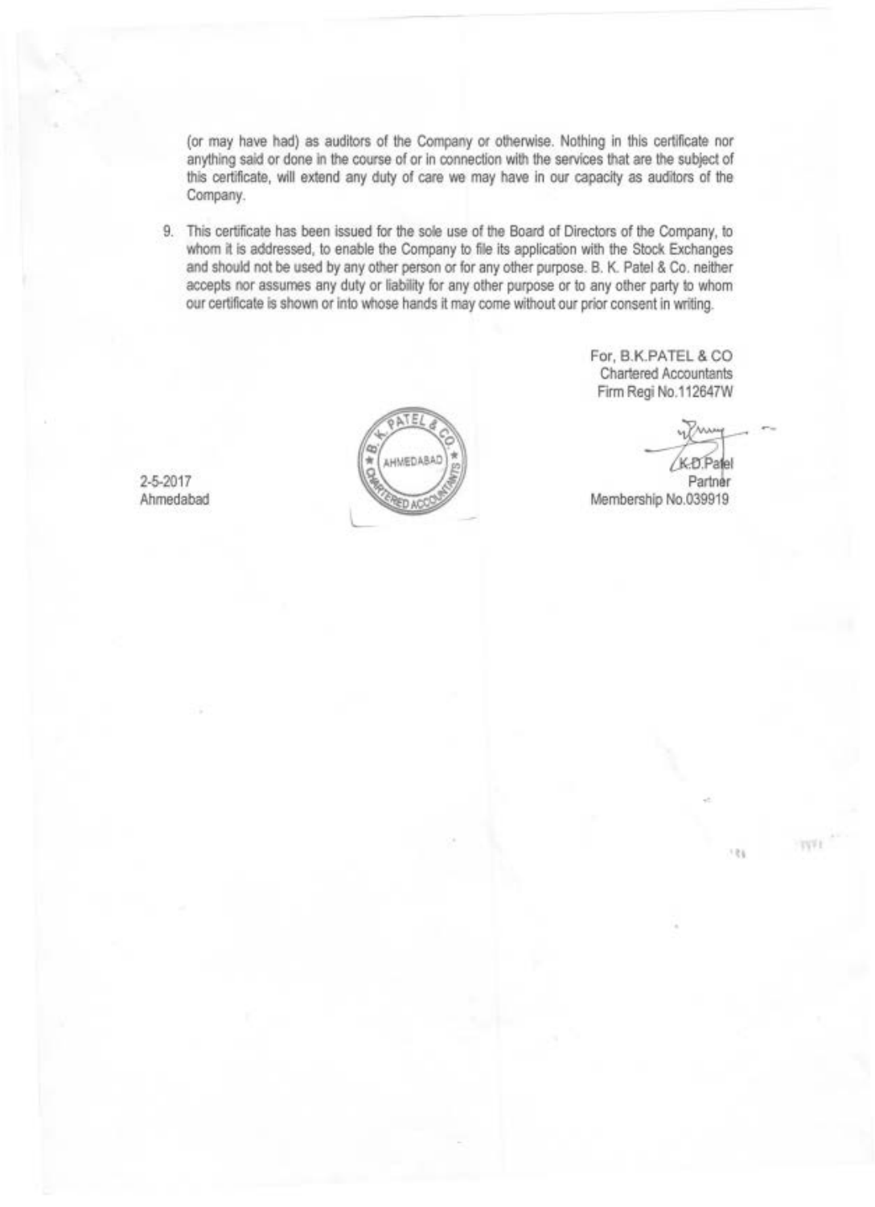(or may have had) as auditors of the Company or otherwise. Nothing in this certificate nor anything said or done in the course of or in connection with the services that are the subject of this certificate, will extend any duty of care we may have in our capacity as auditors of the Company.

9. This certificate has been issued for the sole use of the Board of Directors of the Company, to whom it is addressed, to enable the Company to file its application with the Stock Exchanges and should not be used by any other person or for any other purpose. B. K. Patel & Co. neither accepts nor assumes any duty or liability for any other purpose or to any other party to whom our certificate is shown or into whose hands it may come without our prior consent in writing.

For, B.K.PATEL & CO
Chartered Accountants
Firm Regi No.112647W

K.D.Patel
Partner
Membership No.039919

2-5-2017
Ahmedabad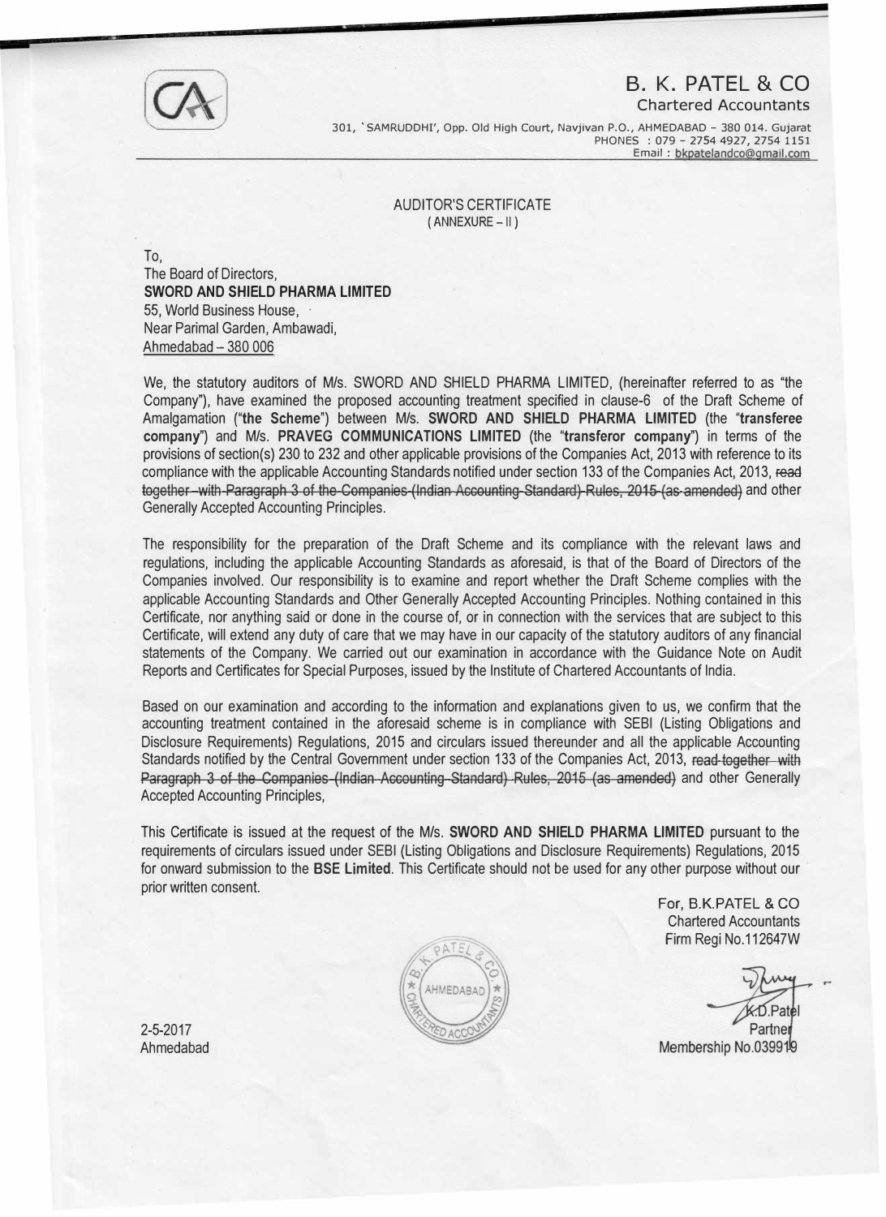# B. K. PATEL & CO

Chartered Accountants

301, 'SAMRUDDHI', Opp. Old High Court, Navjivan P.O., AHMEDABAD - 380 014. Gujarat
PHONES : 079 - 2754 4927, 2754 1151
Email : bkpatelandco@gmail.com

## AUDITOR'S CERTIFICATE
(ANNEXURE – II)

To,
The Board of Directors,
**SWORD AND SHIELD PHARMA LIMITED**
55, World Business House,
Near Parimal Garden, Ambawadi,
Ahmedabad – 380 006

We, the statutory auditors of M/s. SWORD AND SHIELD PHARMA LIMITED, (hereinafter referred to as "the Company"), have examined the proposed accounting treatment specified in clause-6 of the Draft Scheme of Amalgamation (**"the Scheme"**) between M/s. **SWORD AND SHIELD PHARMA LIMITED** (the "**transferee company**") and M/s. **PRAVEG COMMUNICATIONS LIMITED** (the "**transferor company**") in terms of the provisions of section(s) 230 to 232 and other applicable provisions of the Companies Act, 2013 with reference to its compliance with the applicable Accounting Standards notified under section 133 of the Companies Act, 2013, ~~read together with Paragraph 3 of the Companies (Indian Accounting Standard) Rules, 2015 (as amended)~~ and other Generally Accepted Accounting Principles.

The responsibility for the preparation of the Draft Scheme and its compliance with the relevant laws and regulations, including the applicable Accounting Standards as aforesaid, is that of the Board of Directors of the Companies involved. Our responsibility is to examine and report whether the Draft Scheme complies with the applicable Accounting Standards and Other Generally Accepted Accounting Principles. Nothing contained in this Certificate, nor anything said or done in the course of, or in connection with the services that are subject to this Certificate, will extend any duty of care that we may have in our capacity of the statutory auditors of any financial statements of the Company. We carried out our examination in accordance with the Guidance Note on Audit Reports and Certificates for Special Purposes, issued by the Institute of Chartered Accountants of India.

Based on our examination and according to the information and explanations given to us, we confirm that the accounting treatment contained in the aforesaid scheme is in compliance with SEBI (Listing Obligations and Disclosure Requirements) Regulations, 2015 and circulars issued thereunder and all the applicable Accounting Standards notified by the Central Government under section 133 of the Companies Act, 2013, ~~read together with Paragraph 3 of the Companies (Indian Accounting Standard) Rules, 2015 (as amended)~~ and other Generally Accepted Accounting Principles,

This Certificate is issued at the request of the M/s. **SWORD AND SHIELD PHARMA LIMITED** pursuant to the requirements of circulars issued under SEBI (Listing Obligations and Disclosure Requirements) Regulations, 2015 for onward submission to the **BSE Limited**. This Certificate should not be used for any other purpose without our prior written consent.

For, B.K.PATEL & CO
Chartered Accountants
Firm Regi No.112647W

K.D.Patel
Partner
Membership No.039919

2-5-2017
Ahmedabad